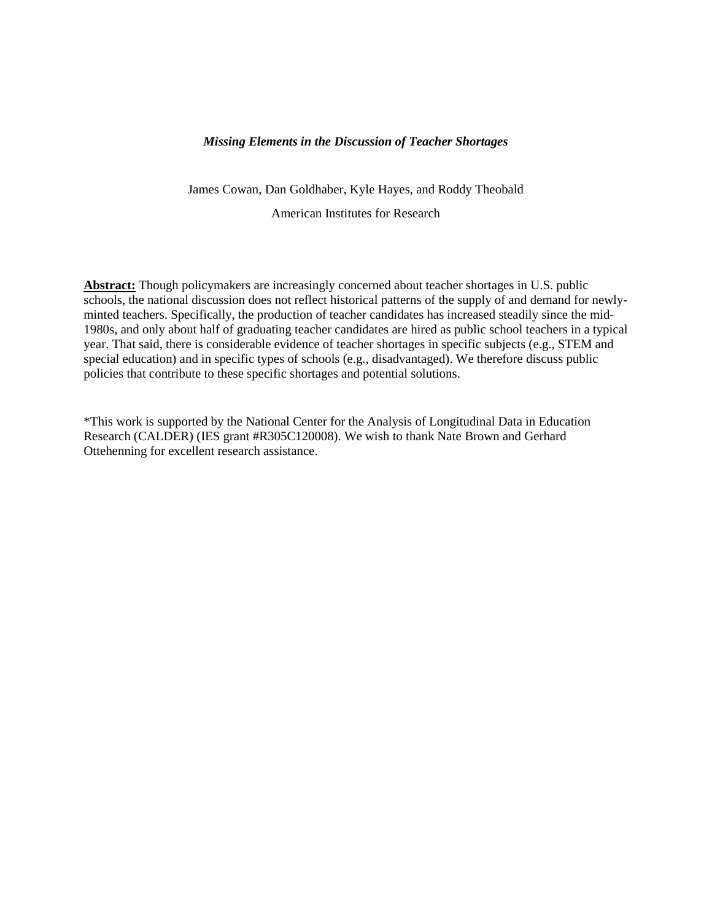***Missing Elements in the Discussion of Teacher Shortages***

James Cowan, Dan Goldhaber, Kyle Hayes, and Roddy Theobald

American Institutes for Research

**Abstract:** Though policymakers are increasingly concerned about teacher shortages in U.S. public schools, the national discussion does not reflect historical patterns of the supply of and demand for newly-minted teachers. Specifically, the production of teacher candidates has increased steadily since the mid-1980s, and only about half of graduating teacher candidates are hired as public school teachers in a typical year. That said, there is considerable evidence of teacher shortages in specific subjects (e.g., STEM and special education) and in specific types of schools (e.g., disadvantaged). We therefore discuss public policies that contribute to these specific shortages and potential solutions.

*This work is supported by the National Center for the Analysis of Longitudinal Data in Education Research (CALDER) (IES grant #R305C120008). We wish to thank Nate Brown and Gerhard Ottehenning for excellent research assistance.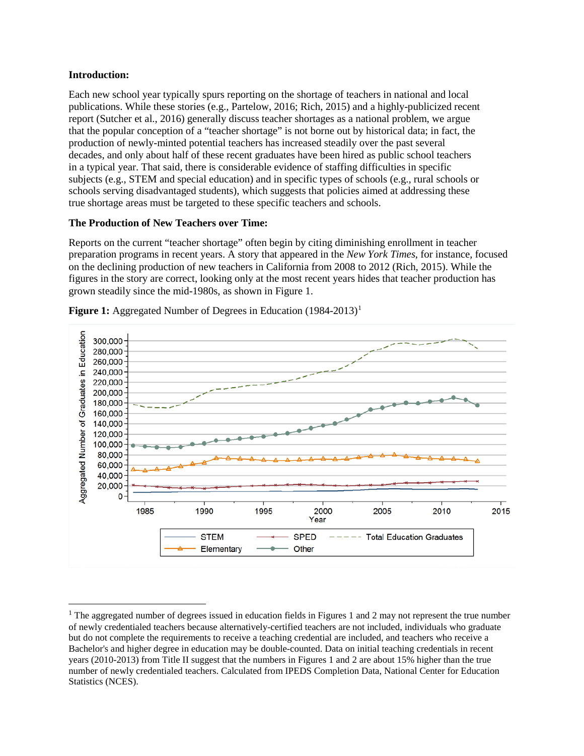**Introduction:**

Each new school year typically spurs reporting on the shortage of teachers in national and local publications. While these stories (e.g., Partelow, 2016; Rich, 2015) and a highly-publicized recent report (Sutcher et al., 2016) generally discuss teacher shortages as a national problem, we argue that the popular conception of a "teacher shortage" is not borne out by historical data; in fact, the production of newly-minted potential teachers has increased steadily over the past several decades, and only about half of these recent graduates have been hired as public school teachers in a typical year. That said, there is considerable evidence of staffing difficulties in specific subjects (e.g., STEM and special education) and in specific types of schools (e.g., rural schools or schools serving disadvantaged students), which suggests that policies aimed at addressing these true shortage areas must be targeted to these specific teachers and schools.

**The Production of New Teachers over Time:**

Reports on the current "teacher shortage" often begin by citing diminishing enrollment in teacher preparation programs in recent years. A story that appeared in the *New York Times*, for instance, focused on the declining production of new teachers in California from 2008 to 2012 (Rich, 2015). While the figures in the story are correct, looking only at the most recent years hides that teacher production has grown steadily since the mid-1980s, as shown in Figure 1.

**Figure 1:** Aggregated Number of Degrees in Education (1984-2013)[1]

[1] The aggregated number of degrees issued in education fields in Figures 1 and 2 may not represent the true number of newly credentialed teachers because alternatively-certified teachers are not included, individuals who graduate but do not complete the requirements to receive a teaching credential are included, and teachers who receive a Bachelor's and higher degree in education may be double-counted. Data on initial teaching credentials in recent years (2010-2013) from Title II suggest that the numbers in Figures 1 and 2 are about 15% higher than the true number of newly credentialed teachers. Calculated from IPEDS Completion Data, National Center for Education Statistics (NCES).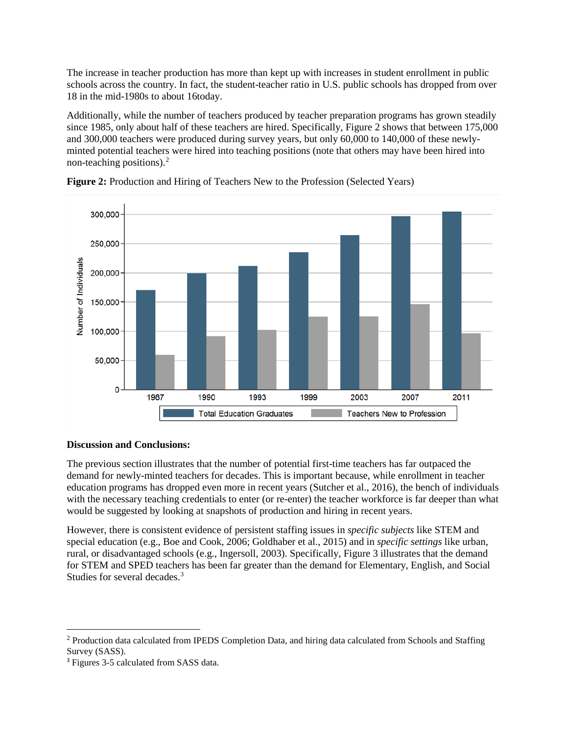The increase in teacher production has more than kept up with increases in student enrollment in public schools across the country. In fact, the student-teacher ratio in U.S. public schools has dropped from over 18 in the mid-1980s to about 16today.

Additionally, while the number of teachers produced by teacher preparation programs has grown steadily since 1985, only about half of these teachers are hired. Specifically, Figure 2 shows that between 175,000 and 300,000 teachers were produced during survey years, but only 60,000 to 140,000 of these newly-minted potential teachers were hired into teaching positions (note that others may have been hired into non-teaching positions).[2]

**Figure 2:** Production and Hiring of Teachers New to the Profession (Selected Years)

**Discussion and Conclusions:**

The previous section illustrates that the number of potential first-time teachers has far outpaced the demand for newly-minted teachers for decades. This is important because, while enrollment in teacher education programs has dropped even more in recent years (Sutcher et al., 2016), the bench of individuals with the necessary teaching credentials to enter (or re-enter) the teacher workforce is far deeper than what would be suggested by looking at snapshots of production and hiring in recent years.

However, there is consistent evidence of persistent staffing issues in *specific subjects* like STEM and special education (e.g., Boe and Cook, 2006; Goldhaber et al., 2015) and in *specific settings* like urban, rural, or disadvantaged schools (e.g., Ingersoll, 2003). Specifically, Figure 3 illustrates that the demand for STEM and SPED teachers has been far greater than the demand for Elementary, English, and Social Studies for several decades.[3]

---

[2] Production data calculated from IPEDS Completion Data, and hiring data calculated from Schools and Staffing Survey (SASS).

[3] Figures 3-5 calculated from SASS data.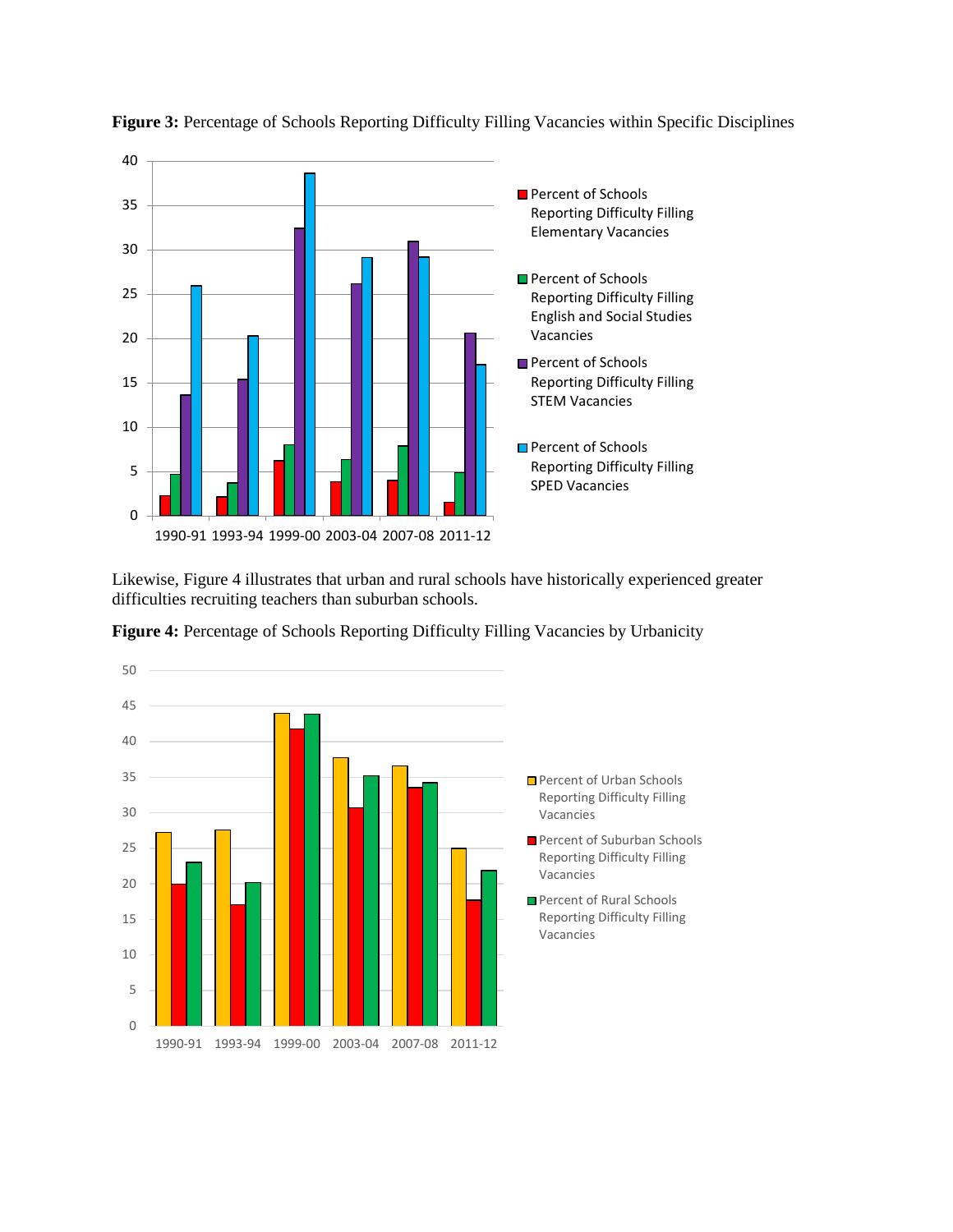**Figure 3:** Percentage of Schools Reporting Difficulty Filling Vacancies within Specific Disciplines

Likewise, Figure 4 illustrates that urban and rural schools have historically experienced greater difficulties recruiting teachers than suburban schools.

**Figure 4:** Percentage of Schools Reporting Difficulty Filling Vacancies by Urbanicity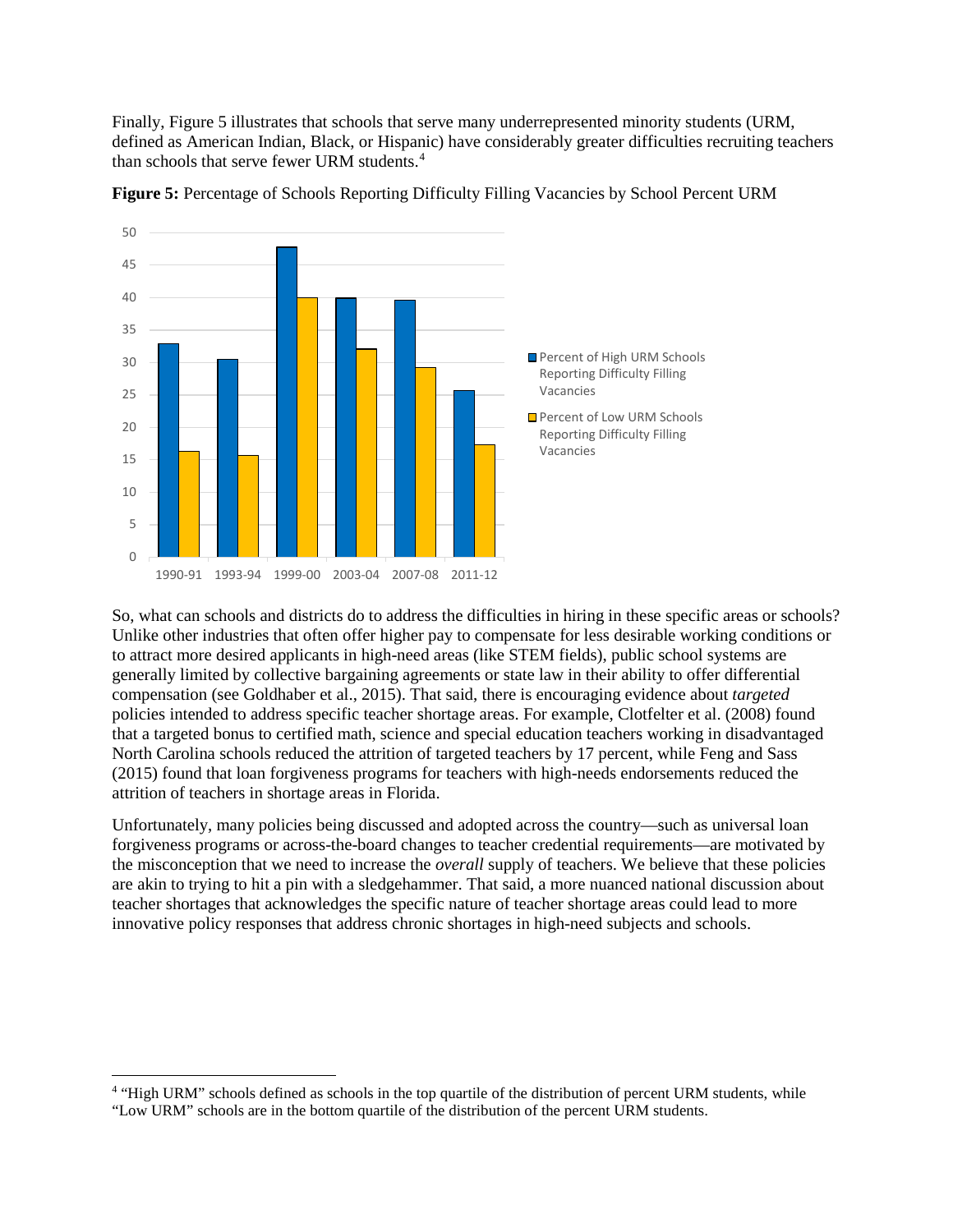Finally, Figure 5 illustrates that schools that serve many underrepresented minority students (URM, defined as American Indian, Black, or Hispanic) have considerably greater difficulties recruiting teachers than schools that serve fewer URM students.[4]

**Figure 5:** Percentage of Schools Reporting Difficulty Filling Vacancies by School Percent URM

So, what can schools and districts do to address the difficulties in hiring in these specific areas or schools? Unlike other industries that often offer higher pay to compensate for less desirable working conditions or to attract more desired applicants in high-need areas (like STEM fields), public school systems are generally limited by collective bargaining agreements or state law in their ability to offer differential compensation (see Goldhaber et al., 2015). That said, there is encouraging evidence about *targeted* policies intended to address specific teacher shortage areas. For example, Clotfelter et al. (2008) found that a targeted bonus to certified math, science and special education teachers working in disadvantaged North Carolina schools reduced the attrition of targeted teachers by 17 percent, while Feng and Sass (2015) found that loan forgiveness programs for teachers with high-needs endorsements reduced the attrition of teachers in shortage areas in Florida.

Unfortunately, many policies being discussed and adopted across the country—such as universal loan forgiveness programs or across-the-board changes to teacher credential requirements—are motivated by the misconception that we need to increase the *overall* supply of teachers. We believe that these policies are akin to trying to hit a pin with a sledgehammer. That said, a more nuanced national discussion about teacher shortages that acknowledges the specific nature of teacher shortage areas could lead to more innovative policy responses that address chronic shortages in high-need subjects and schools.

---

[4] "High URM" schools defined as schools in the top quartile of the distribution of percent URM students, while "Low URM" schools are in the bottom quartile of the distribution of the percent URM students.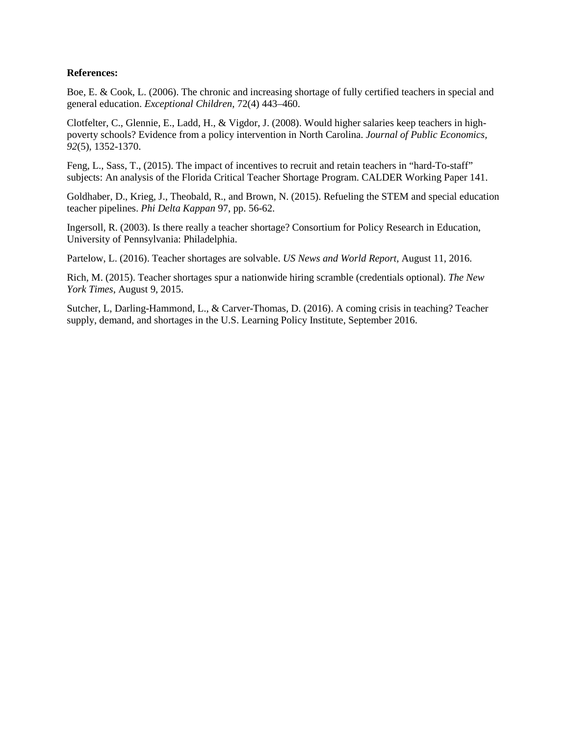**References:**

Boe, E. & Cook, L. (2006). The chronic and increasing shortage of fully certified teachers in special and general education. *Exceptional Children*, 72(4) 443–460.

Clotfelter, C., Glennie, E., Ladd, H., & Vigdor, J. (2008). Would higher salaries keep teachers in high-poverty schools? Evidence from a policy intervention in North Carolina. *Journal of Public Economics, 92*(5), 1352-1370.

Feng, L., Sass, T., (2015). The impact of incentives to recruit and retain teachers in "hard-To-staff" subjects: An analysis of the Florida Critical Teacher Shortage Program. CALDER Working Paper 141.

Goldhaber, D., Krieg, J., Theobald, R., and Brown, N. (2015). Refueling the STEM and special education teacher pipelines. *Phi Delta Kappan* 97, pp. 56-62.

Ingersoll, R. (2003). Is there really a teacher shortage? Consortium for Policy Research in Education, University of Pennsylvania: Philadelphia.

Partelow, L. (2016). Teacher shortages are solvable. *US News and World Report*, August 11, 2016.

Rich, M. (2015). Teacher shortages spur a nationwide hiring scramble (credentials optional). *The New York Times*, August 9, 2015.

Sutcher, L, Darling-Hammond, L., & Carver-Thomas, D. (2016). A coming crisis in teaching? Teacher supply, demand, and shortages in the U.S. Learning Policy Institute, September 2016.